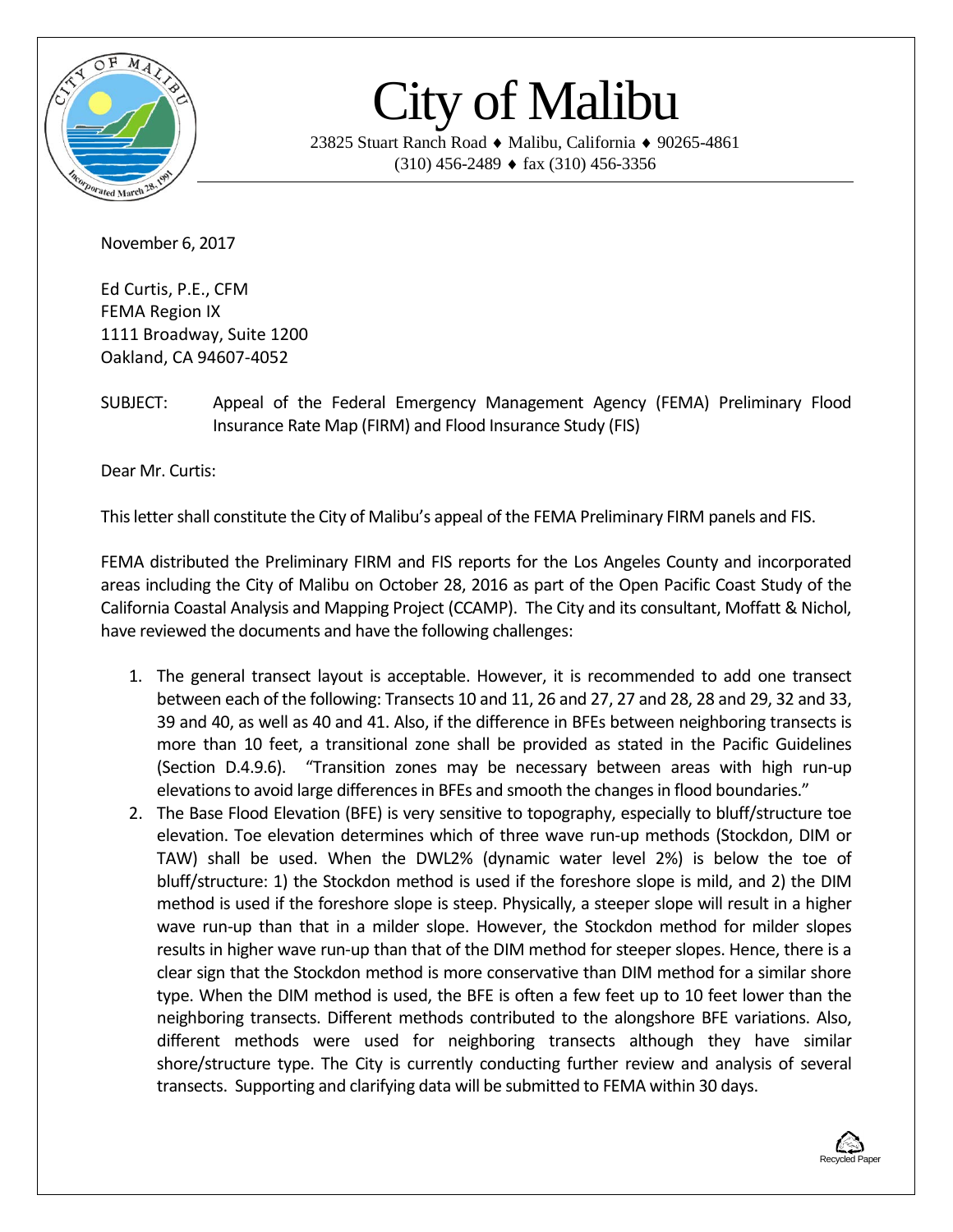# City of Malibu

23825 Stuart Ranch Road ♦ Malibu, California ♦ 90265-4861
(310) 456-2489 ♦ fax (310) 456-3356

November 6, 2017

Ed Curtis, P.E., CFM
FEMA Region IX
1111 Broadway, Suite 1200
Oakland, CA 94607-4052

SUBJECT: Appeal of the Federal Emergency Management Agency (FEMA) Preliminary Flood Insurance Rate Map (FIRM) and Flood Insurance Study (FIS)

Dear Mr. Curtis:

This letter shall constitute the City of Malibu's appeal of the FEMA Preliminary FIRM panels and FIS.

FEMA distributed the Preliminary FIRM and FIS reports for the Los Angeles County and incorporated areas including the City of Malibu on October 28, 2016 as part of the Open Pacific Coast Study of the California Coastal Analysis and Mapping Project (CCAMP). The City and its consultant, Moffatt & Nichol, have reviewed the documents and have the following challenges:

1. The general transect layout is acceptable. However, it is recommended to add one transect between each of the following: Transects 10 and 11, 26 and 27, 27 and 28, 28 and 29, 32 and 33, 39 and 40, as well as 40 and 41. Also, if the difference in BFEs between neighboring transects is more than 10 feet, a transitional zone shall be provided as stated in the Pacific Guidelines (Section D.4.9.6). "Transition zones may be necessary between areas with high run-up elevations to avoid large differences in BFEs and smooth the changes in flood boundaries."
2. The Base Flood Elevation (BFE) is very sensitive to topography, especially to bluff/structure toe elevation. Toe elevation determines which of three wave run-up methods (Stockdon, DIM or TAW) shall be used. When the DWL2% (dynamic water level 2%) is below the toe of bluff/structure: 1) the Stockdon method is used if the foreshore slope is mild, and 2) the DIM method is used if the foreshore slope is steep. Physically, a steeper slope will result in a higher wave run-up than that in a milder slope. However, the Stockdon method for milder slopes results in higher wave run-up than that of the DIM method for steeper slopes. Hence, there is a clear sign that the Stockdon method is more conservative than DIM method for a similar shore type. When the DIM method is used, the BFE is often a few feet up to 10 feet lower than the neighboring transects. Different methods contributed to the alongshore BFE variations. Also, different methods were used for neighboring transects although they have similar shore/structure type. The City is currently conducting further review and analysis of several transects. Supporting and clarifying data will be submitted to FEMA within 30 days.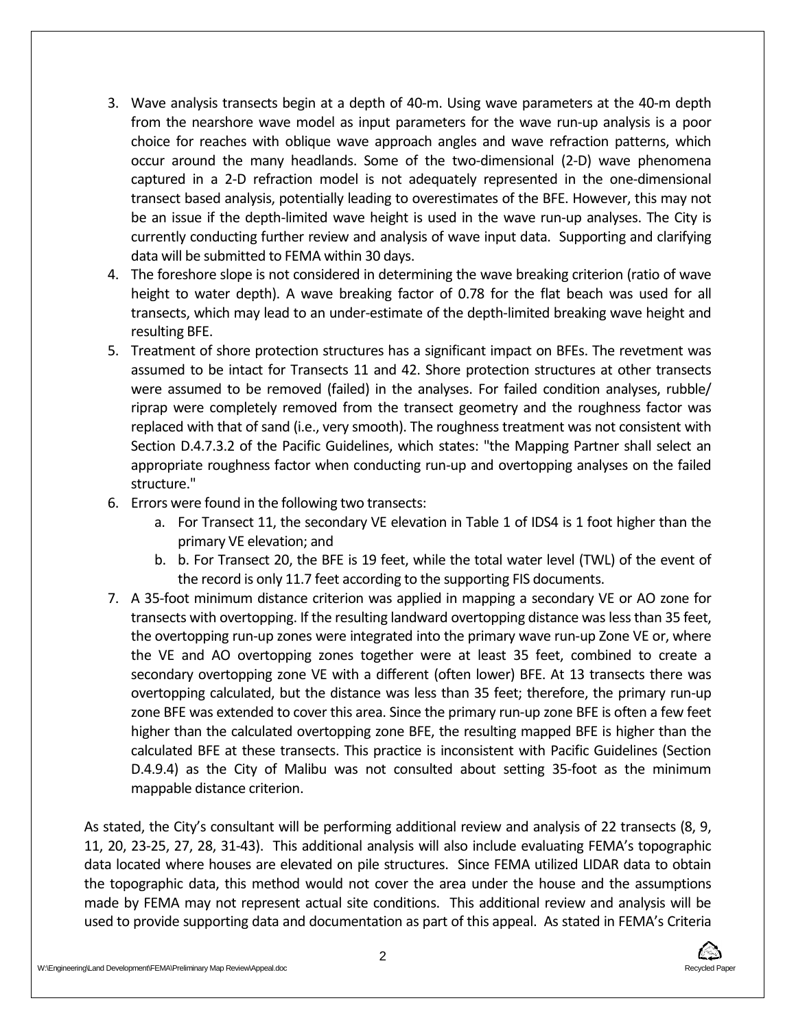3. Wave analysis transects begin at a depth of 40-m. Using wave parameters at the 40-m depth from the nearshore wave model as input parameters for the wave run-up analysis is a poor choice for reaches with oblique wave approach angles and wave refraction patterns, which occur around the many headlands. Some of the two-dimensional (2-D) wave phenomena captured in a 2-D refraction model is not adequately represented in the one-dimensional transect based analysis, potentially leading to overestimates of the BFE. However, this may not be an issue if the depth-limited wave height is used in the wave run-up analyses. The City is currently conducting further review and analysis of wave input data. Supporting and clarifying data will be submitted to FEMA within 30 days.
4. The foreshore slope is not considered in determining the wave breaking criterion (ratio of wave height to water depth). A wave breaking factor of 0.78 for the flat beach was used for all transects, which may lead to an under-estimate of the depth-limited breaking wave height and resulting BFE.
5. Treatment of shore protection structures has a significant impact on BFEs. The revetment was assumed to be intact for Transects 11 and 42. Shore protection structures at other transects were assumed to be removed (failed) in the analyses. For failed condition analyses, rubble/ riprap were completely removed from the transect geometry and the roughness factor was replaced with that of sand (i.e., very smooth). The roughness treatment was not consistent with Section D.4.7.3.2 of the Pacific Guidelines, which states: "the Mapping Partner shall select an appropriate roughness factor when conducting run-up and overtopping analyses on the failed structure."
6. Errors were found in the following two transects:
   a. For Transect 11, the secondary VE elevation in Table 1 of IDS4 is 1 foot higher than the primary VE elevation; and
   b. b. For Transect 20, the BFE is 19 feet, while the total water level (TWL) of the event of the record is only 11.7 feet according to the supporting FIS documents.
7. A 35-foot minimum distance criterion was applied in mapping a secondary VE or AO zone for transects with overtopping. If the resulting landward overtopping distance was less than 35 feet, the overtopping run-up zones were integrated into the primary wave run-up Zone VE or, where the VE and AO overtopping zones together were at least 35 feet, combined to create a secondary overtopping zone VE with a different (often lower) BFE. At 13 transects there was overtopping calculated, but the distance was less than 35 feet; therefore, the primary run-up zone BFE was extended to cover this area. Since the primary run-up zone BFE is often a few feet higher than the calculated overtopping zone BFE, the resulting mapped BFE is higher than the calculated BFE at these transects. This practice is inconsistent with Pacific Guidelines (Section D.4.9.4) as the City of Malibu was not consulted about setting 35-foot as the minimum mappable distance criterion.

As stated, the City's consultant will be performing additional review and analysis of 22 transects (8, 9, 11, 20, 23-25, 27, 28, 31-43). This additional analysis will also include evaluating FEMA's topographic data located where houses are elevated on pile structures. Since FEMA utilized LIDAR data to obtain the topographic data, this method would not cover the area under the house and the assumptions made by FEMA may not represent actual site conditions. This additional review and analysis will be used to provide supporting data and documentation as part of this appeal. As stated in FEMA's Criteria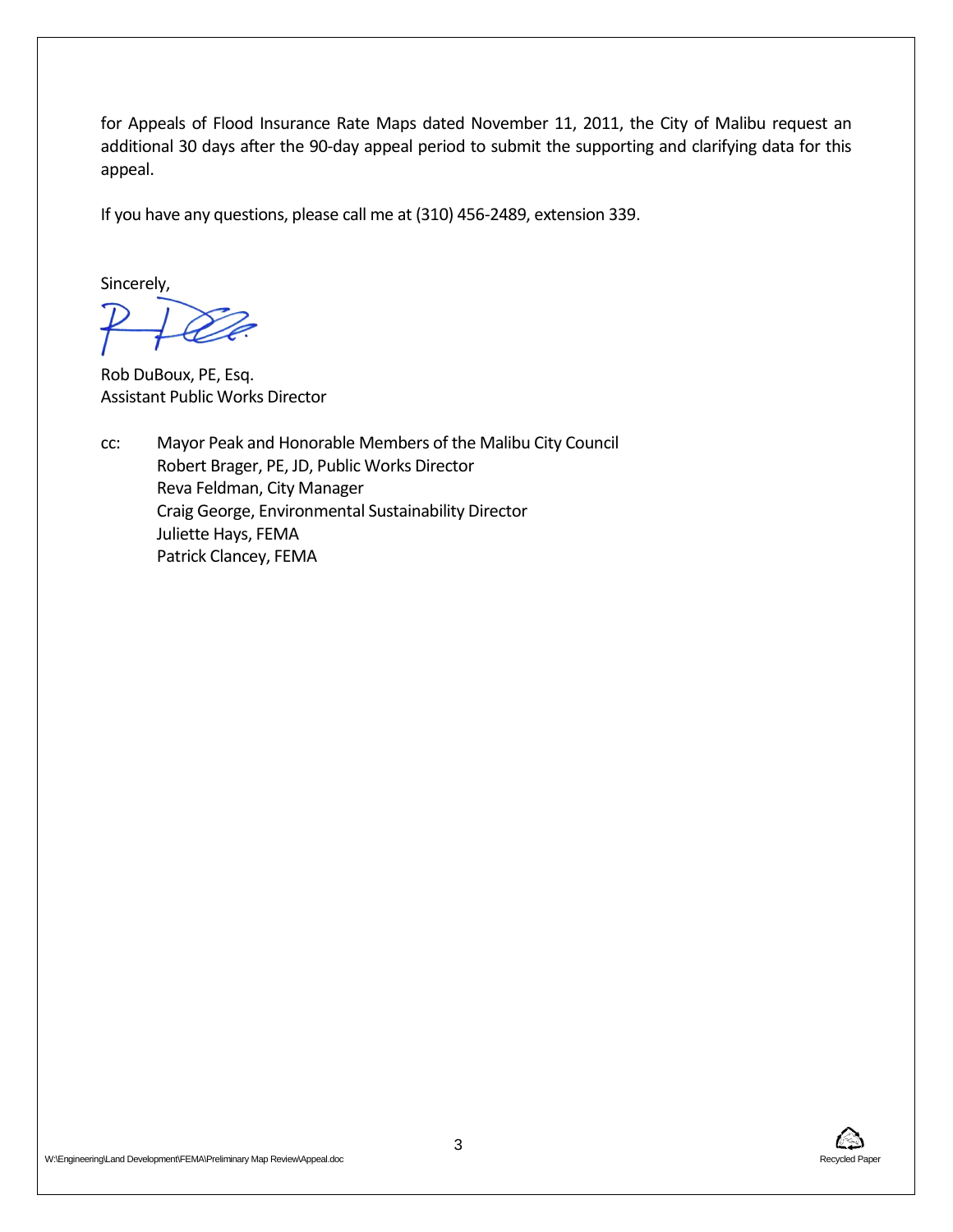for Appeals of Flood Insurance Rate Maps dated November 11, 2011, the City of Malibu request an additional 30 days after the 90-day appeal period to submit the supporting and clarifying data for this appeal.

If you have any questions, please call me at (310) 456-2489, extension 339.

Sincerely,

Rob DuBoux, PE, Esq.
Assistant Public Works Director

cc: Mayor Peak and Honorable Members of the Malibu City Council
Robert Brager, PE, JD, Public Works Director
Reva Feldman, City Manager
Craig George, Environmental Sustainability Director
Juliette Hays, FEMA
Patrick Clancey, FEMA

W:\Engineering\Land Development\FEMA\Preliminary Map Review\Appeal.doc

Recycled Paper